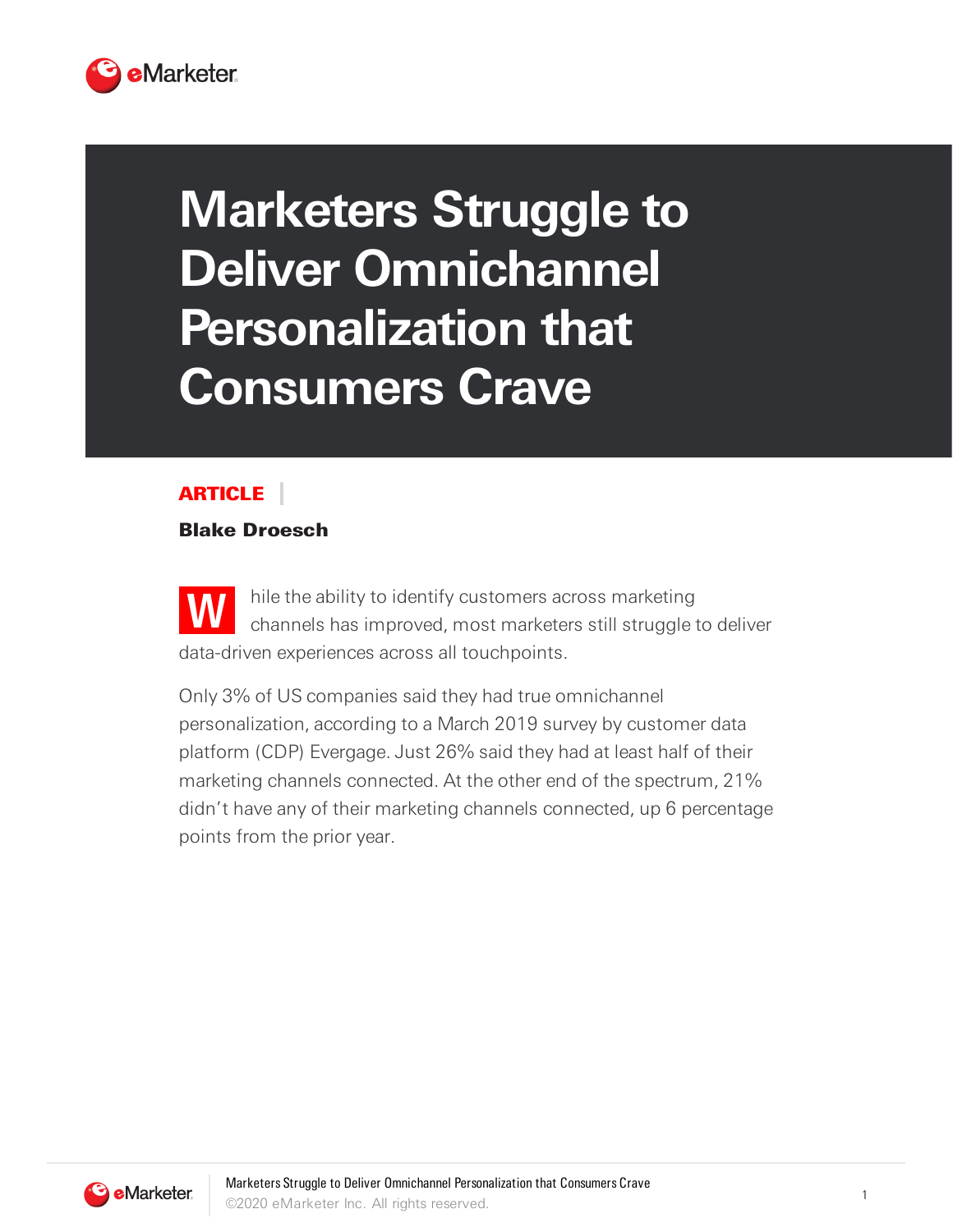# Marketers Struggle to Deliver Omnichannel Personalization that Consumers Crave

**ARTICLE**

**Blake Droesch**

While the ability to identify customers across marketing channels has improved, most marketers still struggle to deliver data-driven experiences across all touchpoints.

Only 3% of US companies said they had true omnichannel personalization, according to a March 2019 survey by customer data platform (CDP) Evergage. Just 26% said they had at least half of their marketing channels connected. At the other end of the spectrum, 21% didn't have any of their marketing channels connected, up 6 percentage points from the prior year.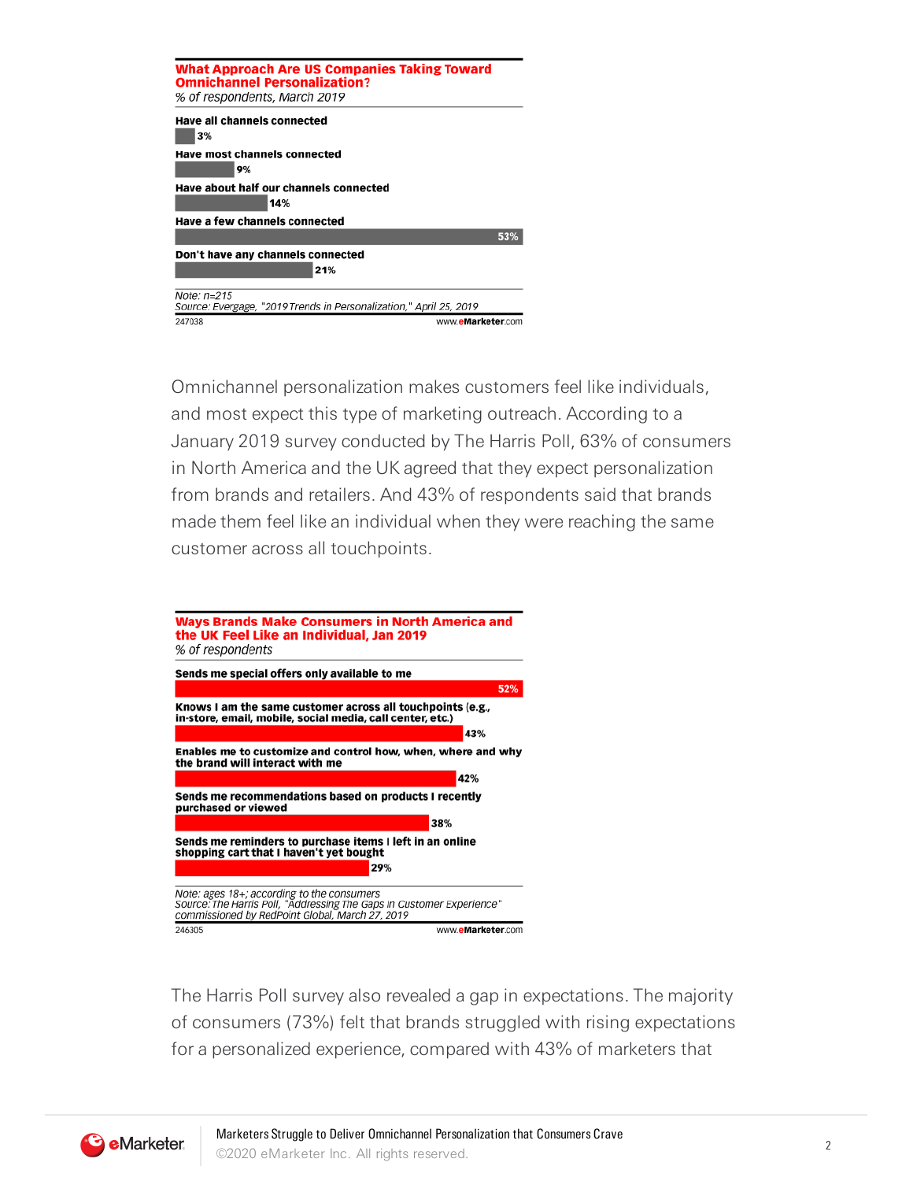**What Approach Are US Companies Taking Toward Omnichannel Personalization?**
*% of respondents, March 2019*

| Approach | % of respondents |
|---|---|
| Have all channels connected | 3% |
| Have most channels connected | 9% |
| Have about half our channels connected | 14% |
| Have a few channels connected | 53% |
| Don't have any channels connected | 21% |

*Note: n=215*
*Source: Evergage, "2019 Trends in Personalization," April 25, 2019*
247038 www.eMarketer.com

Omnichannel personalization makes customers feel like individuals, and most expect this type of marketing outreach. According to a January 2019 survey conducted by The Harris Poll, 63% of consumers in North America and the UK agreed that they expect personalization from brands and retailers. And 43% of respondents said that brands made them feel like an individual when they were reaching the same customer across all touchpoints.

**Ways Brands Make Consumers in North America and the UK Feel Like an Individual, Jan 2019**
*% of respondents*

| Way | % of respondents |
|---|---|
| Sends me special offers only available to me | 52% |
| Knows I am the same customer across all touchpoints (e.g., in-store, email, mobile, social media, call center, etc.) | 43% |
| Enables me to customize and control how, when, where and why the brand will interact with me | 42% |
| Sends me recommendations based on products I recently purchased or viewed | 38% |
| Sends me reminders to purchase items I left in an online shopping cart that I haven't yet bought | 29% |

*Note: ages 18+; according to the consumers*
*Source: The Harris Poll, "Addressing The Gaps in Customer Experience" commissioned by RedPoint Global, March 27, 2019*
246305 www.eMarketer.com

The Harris Poll survey also revealed a gap in expectations. The majority of consumers (73%) felt that brands struggled with rising expectations for a personalized experience, compared with 43% of marketers that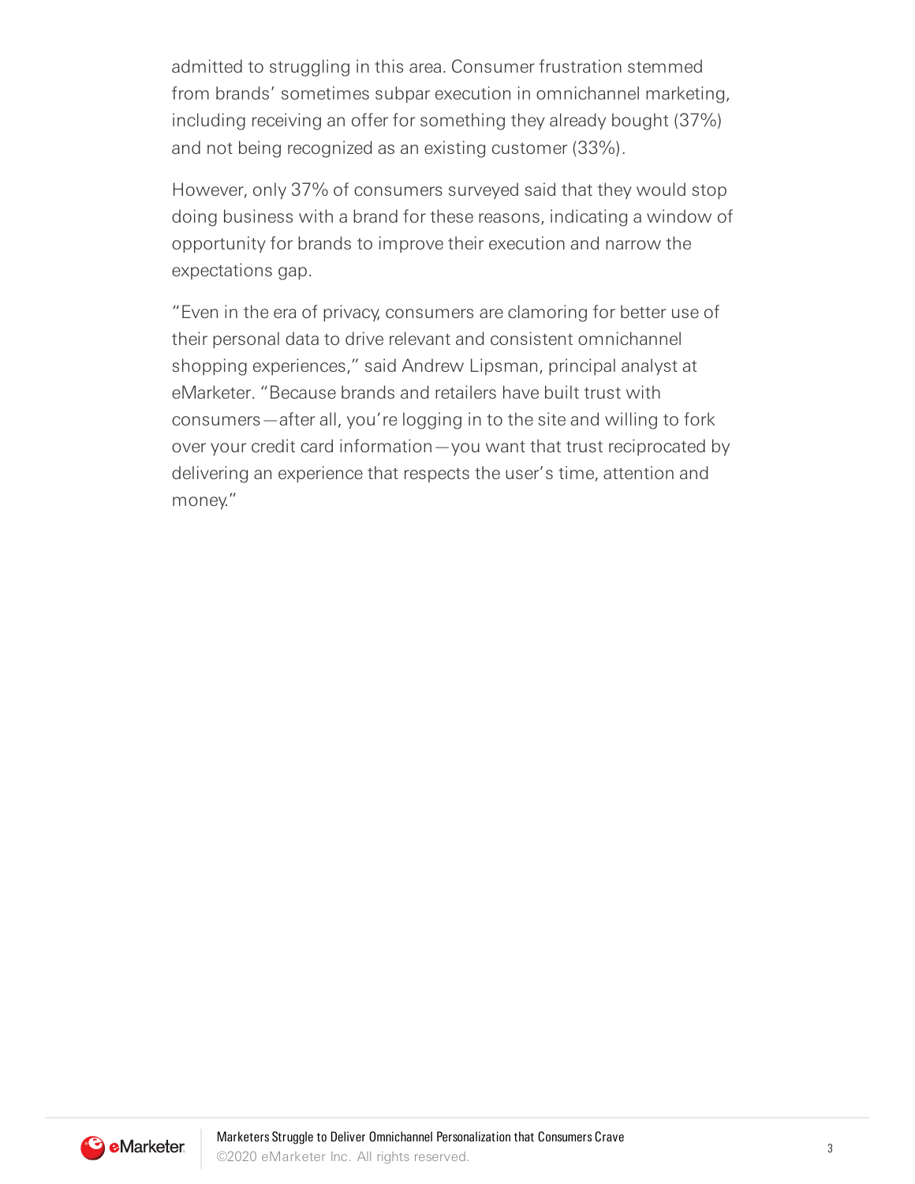admitted to struggling in this area. Consumer frustration stemmed from brands' sometimes subpar execution in omnichannel marketing, including receiving an offer for something they already bought (37%) and not being recognized as an existing customer (33%).

However, only 37% of consumers surveyed said that they would stop doing business with a brand for these reasons, indicating a window of opportunity for brands to improve their execution and narrow the expectations gap.

"Even in the era of privacy, consumers are clamoring for better use of their personal data to drive relevant and consistent omnichannel shopping experiences," said Andrew Lipsman, principal analyst at eMarketer. "Because brands and retailers have built trust with consumers—after all, you're logging in to the site and willing to fork over your credit card information—you want that trust reciprocated by delivering an experience that respects the user's time, attention and money."